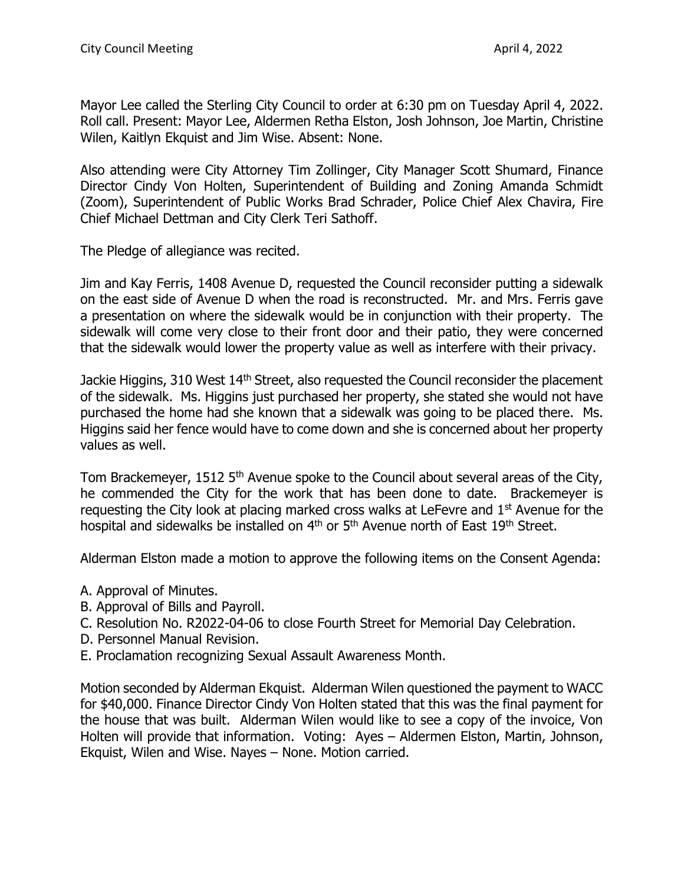Mayor Lee called the Sterling City Council to order at 6:30 pm on Tuesday April 4, 2022. Roll call. Present: Mayor Lee, Aldermen Retha Elston, Josh Johnson, Joe Martin, Christine Wilen, Kaitlyn Ekquist and Jim Wise. Absent: None.

Also attending were City Attorney Tim Zollinger, City Manager Scott Shumard, Finance Director Cindy Von Holten, Superintendent of Building and Zoning Amanda Schmidt (Zoom), Superintendent of Public Works Brad Schrader, Police Chief Alex Chavira, Fire Chief Michael Dettman and City Clerk Teri Sathoff.

The Pledge of allegiance was recited.

Jim and Kay Ferris, 1408 Avenue D, requested the Council reconsider putting a sidewalk on the east side of Avenue D when the road is reconstructed. Mr. and Mrs. Ferris gave a presentation on where the sidewalk would be in conjunction with their property. The sidewalk will come very close to their front door and their patio, they were concerned that the sidewalk would lower the property value as well as interfere with their privacy.

Jackie Higgins, 310 West 14th Street, also requested the Council reconsider the placement of the sidewalk. Ms. Higgins just purchased her property, she stated she would not have purchased the home had she known that a sidewalk was going to be placed there. Ms. Higgins said her fence would have to come down and she is concerned about her property values as well.

Tom Brackemeyer, 1512 5th Avenue spoke to the Council about several areas of the City, he commended the City for the work that has been done to date. Brackemeyer is requesting the City look at placing marked cross walks at LeFevre and 1st Avenue for the hospital and sidewalks be installed on 4th or 5th Avenue north of East 19th Street.

Alderman Elston made a motion to approve the following items on the Consent Agenda:

A. Approval of Minutes.
B. Approval of Bills and Payroll.
C. Resolution No. R2022-04-06 to close Fourth Street for Memorial Day Celebration.
D. Personnel Manual Revision.
E. Proclamation recognizing Sexual Assault Awareness Month.

Motion seconded by Alderman Ekquist. Alderman Wilen questioned the payment to WACC for $40,000. Finance Director Cindy Von Holten stated that this was the final payment for the house that was built. Alderman Wilen would like to see a copy of the invoice, Von Holten will provide that information. Voting: Ayes – Aldermen Elston, Martin, Johnson, Ekquist, Wilen and Wise. Nayes – None. Motion carried.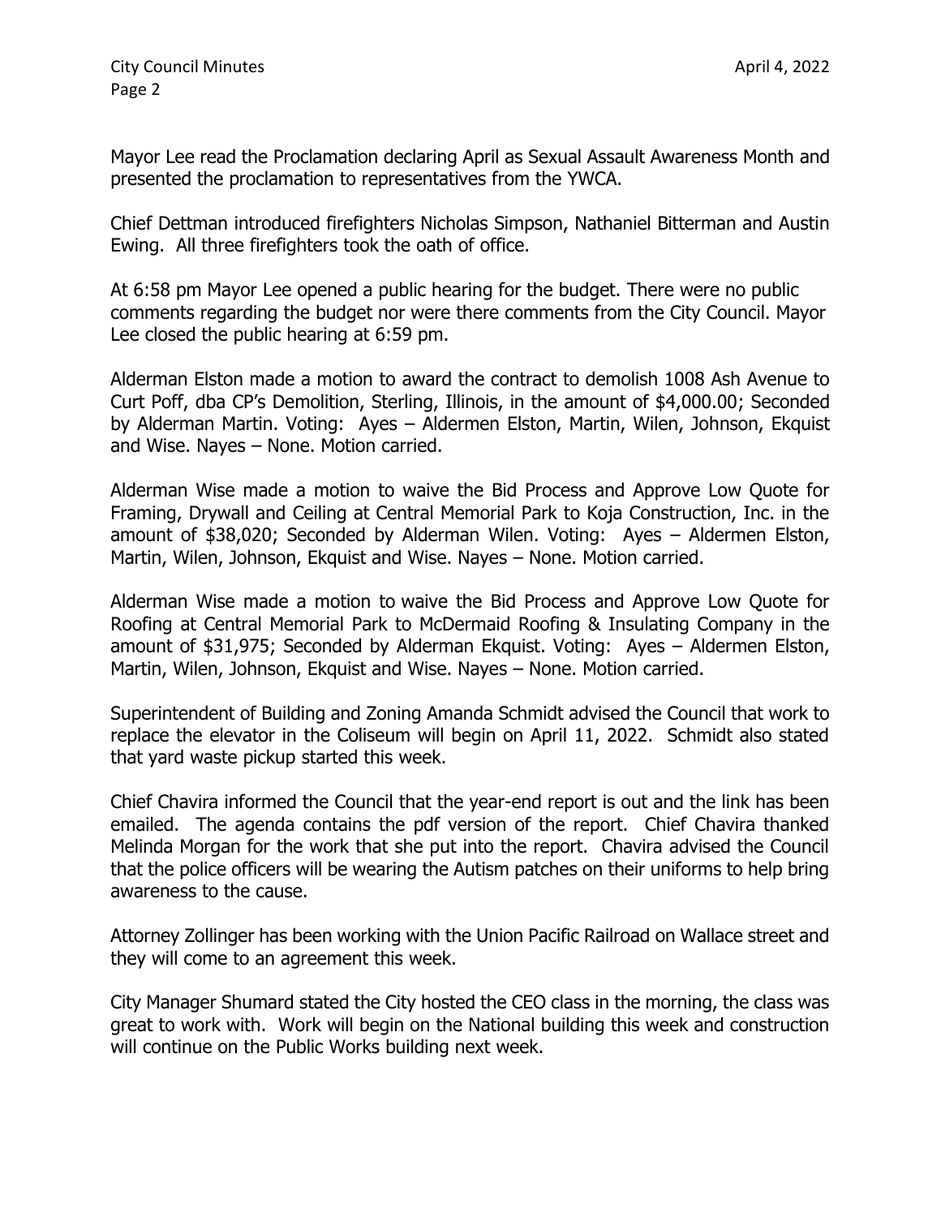Mayor Lee read the Proclamation declaring April as Sexual Assault Awareness Month and presented the proclamation to representatives from the YWCA.

Chief Dettman introduced firefighters Nicholas Simpson, Nathaniel Bitterman and Austin Ewing. All three firefighters took the oath of office.

At 6:58 pm Mayor Lee opened a public hearing for the budget. There were no public comments regarding the budget nor were there comments from the City Council. Mayor Lee closed the public hearing at 6:59 pm.

Alderman Elston made a motion to award the contract to demolish 1008 Ash Avenue to Curt Poff, dba CP's Demolition, Sterling, Illinois, in the amount of $4,000.00; Seconded by Alderman Martin. Voting: Ayes – Aldermen Elston, Martin, Wilen, Johnson, Ekquist and Wise. Nayes – None. Motion carried.

Alderman Wise made a motion to waive the Bid Process and Approve Low Quote for Framing, Drywall and Ceiling at Central Memorial Park to Koja Construction, Inc. in the amount of $38,020; Seconded by Alderman Wilen. Voting: Ayes – Aldermen Elston, Martin, Wilen, Johnson, Ekquist and Wise. Nayes – None. Motion carried.

Alderman Wise made a motion to waive the Bid Process and Approve Low Quote for Roofing at Central Memorial Park to McDermaid Roofing & Insulating Company in the amount of $31,975; Seconded by Alderman Ekquist. Voting: Ayes – Aldermen Elston, Martin, Wilen, Johnson, Ekquist and Wise. Nayes – None. Motion carried.

Superintendent of Building and Zoning Amanda Schmidt advised the Council that work to replace the elevator in the Coliseum will begin on April 11, 2022. Schmidt also stated that yard waste pickup started this week.

Chief Chavira informed the Council that the year-end report is out and the link has been emailed. The agenda contains the pdf version of the report. Chief Chavira thanked Melinda Morgan for the work that she put into the report. Chavira advised the Council that the police officers will be wearing the Autism patches on their uniforms to help bring awareness to the cause.

Attorney Zollinger has been working with the Union Pacific Railroad on Wallace street and they will come to an agreement this week.

City Manager Shumard stated the City hosted the CEO class in the morning, the class was great to work with. Work will begin on the National building this week and construction will continue on the Public Works building next week.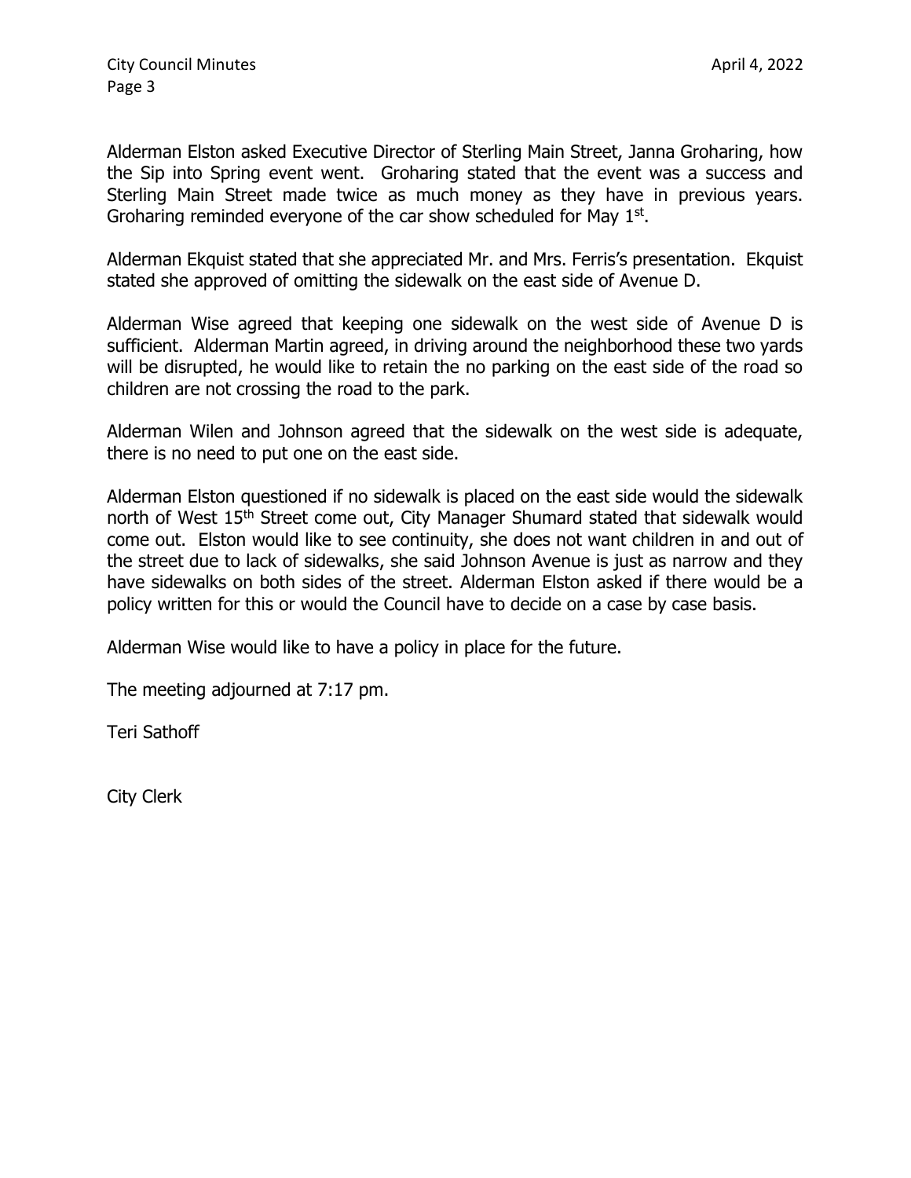Alderman Elston asked Executive Director of Sterling Main Street, Janna Groharing, how the Sip into Spring event went. Groharing stated that the event was a success and Sterling Main Street made twice as much money as they have in previous years. Groharing reminded everyone of the car show scheduled for May 1st.

Alderman Ekquist stated that she appreciated Mr. and Mrs. Ferris's presentation. Ekquist stated she approved of omitting the sidewalk on the east side of Avenue D.

Alderman Wise agreed that keeping one sidewalk on the west side of Avenue D is sufficient. Alderman Martin agreed, in driving around the neighborhood these two yards will be disrupted, he would like to retain the no parking on the east side of the road so children are not crossing the road to the park.

Alderman Wilen and Johnson agreed that the sidewalk on the west side is adequate, there is no need to put one on the east side.

Alderman Elston questioned if no sidewalk is placed on the east side would the sidewalk north of West 15th Street come out, City Manager Shumard stated that sidewalk would come out. Elston would like to see continuity, she does not want children in and out of the street due to lack of sidewalks, she said Johnson Avenue is just as narrow and they have sidewalks on both sides of the street. Alderman Elston asked if there would be a policy written for this or would the Council have to decide on a case by case basis.

Alderman Wise would like to have a policy in place for the future.

The meeting adjourned at 7:17 pm.

Teri Sathoff

City Clerk